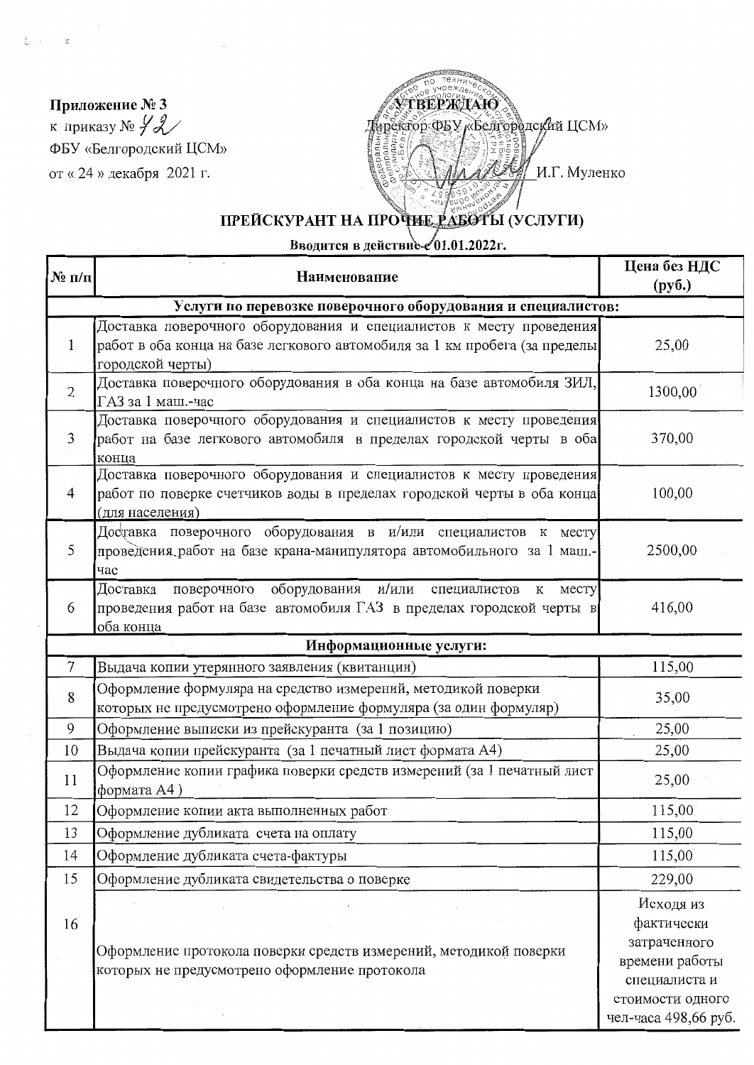**Приложение № 3**
к приказу № 42
ФБУ «Белгородский ЦСМ»
от « 24 » декабря 2021 г.

**УТВЕРЖДАЮ**
Директор ФБУ «Белгородский ЦСМ»
И.Г. Муленко

# ПРЕЙСКУРАНТ НА ПРОЧИЕ РАБОТЫ (УСЛУГИ)

**Вводится в действие с 01.01.2022г.**

| № п/п | Наименование | Цена без НДС (руб.) |
|---|---|---|
| **Услуги по перевозке поверочного оборудования и специалистов:** | | |
| 1 | Доставка поверочного оборудования и специалистов к месту проведения работ в оба конца на базе легкового автомобиля за 1 км пробега (за пределы городской черты) | 25,00 |
| 2 | Доставка поверочного оборудования в оба конца на базе автомобиля ЗИЛ, ГАЗ за 1 маш.-час | 1300,00 |
| 3 | Доставка поверочного оборудования и специалистов к месту проведения работ на базе легкового автомобиля в пределах городской черты в оба конца | 370,00 |
| 4 | Доставка поверочного оборудования и специалистов к месту проведения работ по поверке счетчиков воды в пределах городской черты в оба конца (для населения) | 100,00 |
| 5 | Доставка поверочного оборудования в и/или специалистов к месту проведения работ на базе крана-манипулятора автомобильного за 1 маш.-час | 2500,00 |
| 6 | Доставка поверочного оборудования и/или специалистов к месту проведения работ на базе автомобиля ГАЗ в пределах городской черты в оба конца | 416,00 |
| **Информационные услуги:** | | |
| 7 | Выдача копии утерянного заявления (квитанции) | 115,00 |
| 8 | Оформление формуляра на средство измерений, методикой поверки которых не предусмотрено оформление формуляра (за один формуляр) | 35,00 |
| 9 | Оформление выписки из прейскуранта (за 1 позицию) | 25,00 |
| 10 | Выдача копии прейскуранта (за 1 печатный лист формата А4) | 25,00 |
| 11 | Оформление копии графика поверки средств измерений (за 1 печатный лист формата А4 ) | 25,00 |
| 12 | Оформление копии акта выполненных работ | 115,00 |
| 13 | Оформление дубликата счета на оплату | 115,00 |
| 14 | Оформление дубликата счета-фактуры | 115,00 |
| 15 | Оформление дубликата свидетельства о поверке | 229,00 |
| 16 | Оформление протокола поверки средств измерений, методикой поверки которых не предусмотрено оформление протокола | Исходя из фактически затраченного времени работы специалиста и стоимости одного чел-часа 498,66 руб. |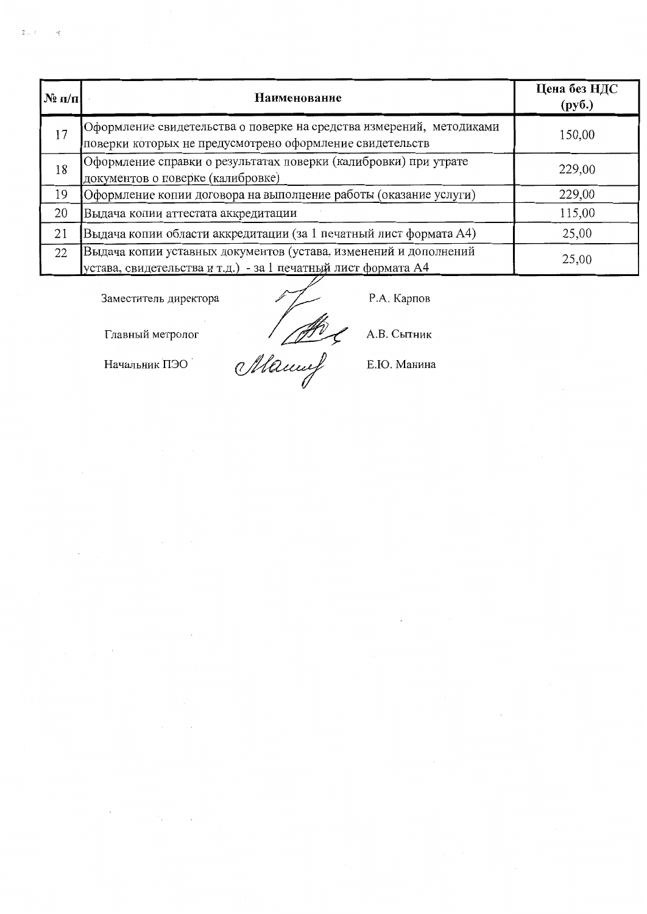| № п/п | Наименование | Цена без НДС (руб.) |
| --- | --- | --- |
| 17 | Оформление свидетельства о поверке на средства измерений, методиками поверки которых не предусмотрено оформление свидетельств | 150,00 |
| 18 | Оформление справки о результатах поверки (калибровки) при утрате документов о поверке (калибровке) | 229,00 |
| 19 | Оформление копии договора на выполнение работы (оказание услуги) | 229,00 |
| 20 | Выдача копии аттестата аккредитации | 115,00 |
| 21 | Выдача копии области аккредитации (за 1 печатный лист формата А4) | 25,00 |
| 22 | Выдача копии уставных документов (устава, изменений и дополнений устава, свидетельства и т.д.) - за 1 печатный лист формата А4 | 25,00 |

Заместитель директора Р.А. Карпов

Главный метролог А.В. Сытник

Начальник ПЭО Е.Ю. Манина